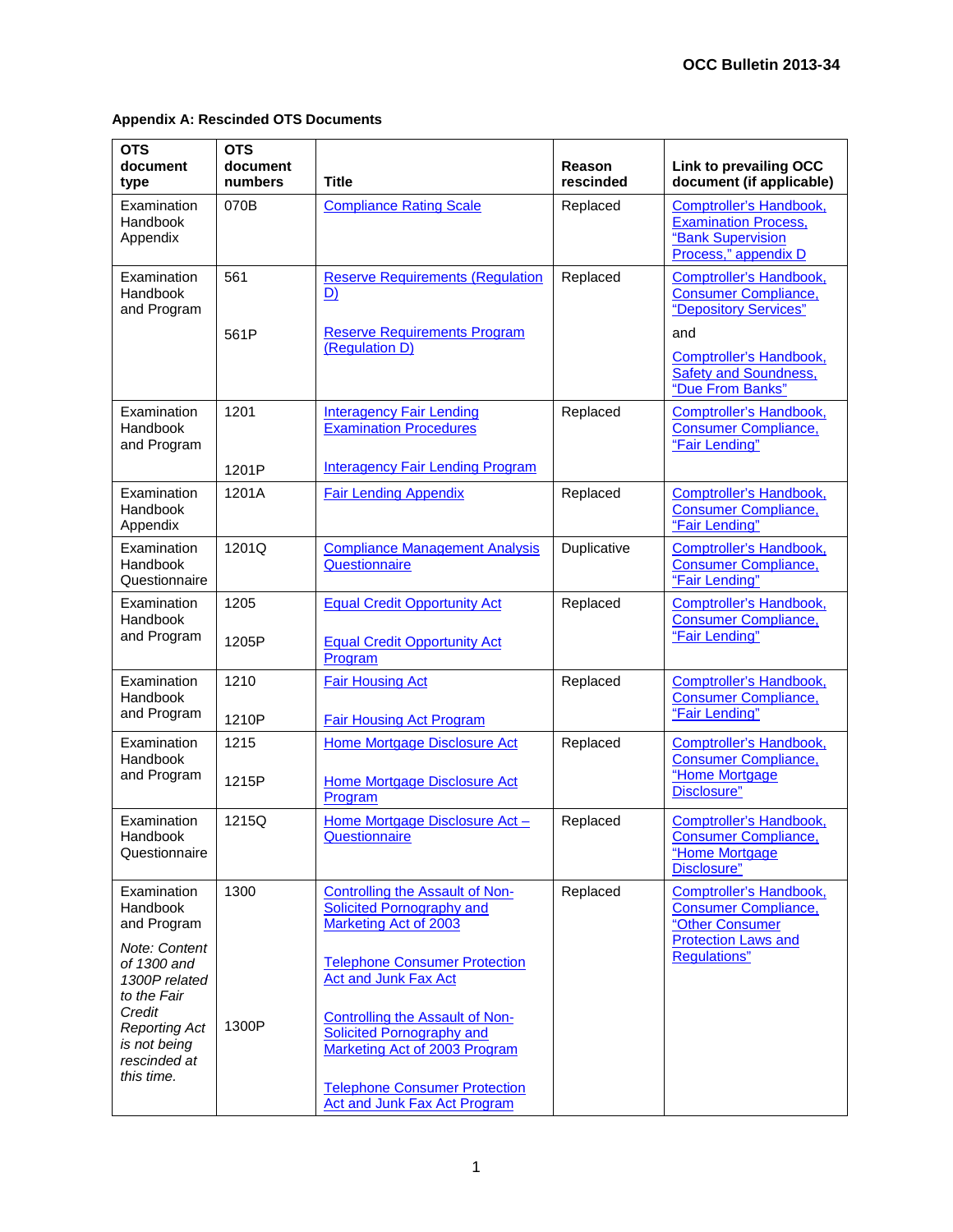**Appendix A: Rescinded OTS Documents**

| OTS document type | OTS document numbers | Title | Reason rescinded | Link to prevailing OCC document (if applicable) |
|---|---|---|---|---|
| Examination Handbook Appendix | 070B | Compliance Rating Scale | Replaced | Comptroller's Handbook, Examination Process, "Bank Supervision Process," appendix D |
| Examination Handbook and Program | 561<br><br>561P | Reserve Requirements (Regulation D)<br><br>Reserve Requirements Program (Regulation D) | Replaced | Comptroller's Handbook, Consumer Compliance, "Depository Services"<br><br>and<br><br>Comptroller's Handbook, Safety and Soundness, "Due From Banks" |
| Examination Handbook and Program | 1201<br><br>1201P | Interagency Fair Lending Examination Procedures<br><br>Interagency Fair Lending Program | Replaced | Comptroller's Handbook, Consumer Compliance, "Fair Lending" |
| Examination Handbook Appendix | 1201A | Fair Lending Appendix | Replaced | Comptroller's Handbook, Consumer Compliance, "Fair Lending" |
| Examination Handbook Questionnaire | 1201Q | Compliance Management Analysis Questionnaire | Duplicative | Comptroller's Handbook, Consumer Compliance, "Fair Lending" |
| Examination Handbook and Program | 1205<br><br>1205P | Equal Credit Opportunity Act<br><br>Equal Credit Opportunity Act Program | Replaced | Comptroller's Handbook, Consumer Compliance, "Fair Lending" |
| Examination Handbook and Program | 1210<br><br>1210P | Fair Housing Act<br><br>Fair Housing Act Program | Replaced | Comptroller's Handbook, Consumer Compliance, "Fair Lending" |
| Examination Handbook and Program | 1215<br><br>1215P | Home Mortgage Disclosure Act<br><br>Home Mortgage Disclosure Act Program | Replaced | Comptroller's Handbook, Consumer Compliance, "Home Mortgage Disclosure" |
| Examination Handbook Questionnaire | 1215Q | Home Mortgage Disclosure Act – Questionnaire | Replaced | Comptroller's Handbook, Consumer Compliance, "Home Mortgage Disclosure" |
| Examination Handbook and Program<br><br>*Note: Content of 1300 and 1300P related to the Fair Credit Reporting Act is not being rescinded at this time.* | 1300<br><br>1300P | Controlling the Assault of Non-Solicited Pornography and Marketing Act of 2003<br><br>Telephone Consumer Protection Act and Junk Fax Act<br><br>Controlling the Assault of Non-Solicited Pornography and Marketing Act of 2003 Program<br><br>Telephone Consumer Protection Act and Junk Fax Act Program | Replaced | Comptroller's Handbook, Consumer Compliance, "Other Consumer Protection Laws and Regulations" |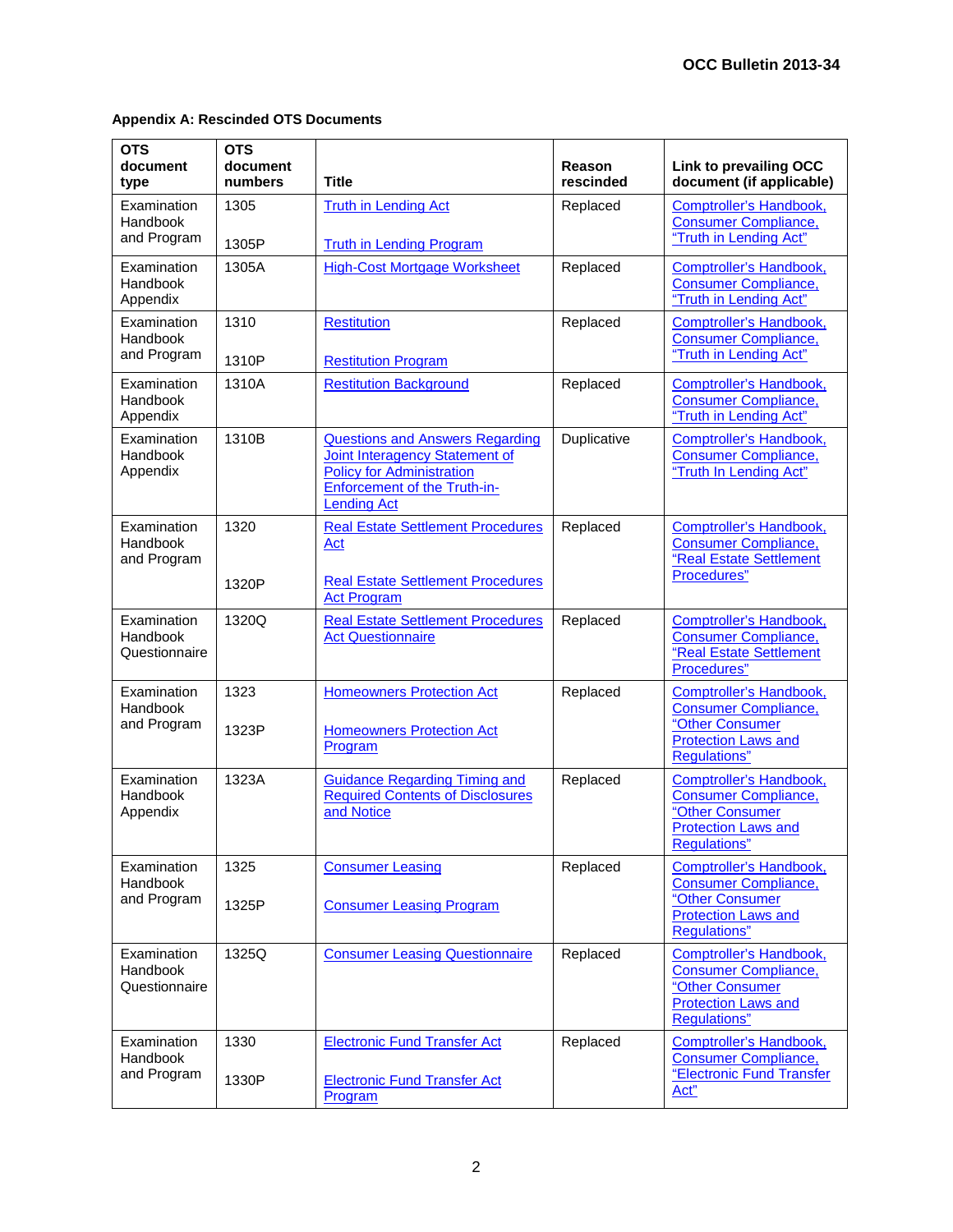**Appendix A: Rescinded OTS Documents**

| OTS document type | OTS document numbers | Title | Reason rescinded | Link to prevailing OCC document (if applicable) |
|---|---|---|---|---|
| Examination Handbook and Program | 1305<br><br>1305P | Truth in Lending Act<br><br>Truth in Lending Program | Replaced | Comptroller's Handbook, Consumer Compliance, "Truth in Lending Act" |
| Examination Handbook Appendix | 1305A | High-Cost Mortgage Worksheet | Replaced | Comptroller's Handbook, Consumer Compliance, "Truth in Lending Act" |
| Examination Handbook and Program | 1310<br><br>1310P | Restitution<br><br>Restitution Program | Replaced | Comptroller's Handbook, Consumer Compliance, "Truth in Lending Act" |
| Examination Handbook Appendix | 1310A | Restitution Background | Replaced | Comptroller's Handbook, Consumer Compliance, "Truth in Lending Act" |
| Examination Handbook Appendix | 1310B | Questions and Answers Regarding Joint Interagency Statement of Policy for Administration Enforcement of the Truth-in-Lending Act | Duplicative | Comptroller's Handbook, Consumer Compliance, "Truth In Lending Act" |
| Examination Handbook and Program | 1320<br><br>1320P | Real Estate Settlement Procedures Act<br><br>Real Estate Settlement Procedures Act Program | Replaced | Comptroller's Handbook, Consumer Compliance, "Real Estate Settlement Procedures" |
| Examination Handbook Questionnaire | 1320Q | Real Estate Settlement Procedures Act Questionnaire | Replaced | Comptroller's Handbook, Consumer Compliance, "Real Estate Settlement Procedures" |
| Examination Handbook and Program | 1323<br><br>1323P | Homeowners Protection Act<br><br>Homeowners Protection Act Program | Replaced | Comptroller's Handbook, Consumer Compliance, "Other Consumer Protection Laws and Regulations" |
| Examination Handbook Appendix | 1323A | Guidance Regarding Timing and Required Contents of Disclosures and Notice | Replaced | Comptroller's Handbook, Consumer Compliance, "Other Consumer Protection Laws and Regulations" |
| Examination Handbook and Program | 1325<br><br>1325P | Consumer Leasing<br><br>Consumer Leasing Program | Replaced | Comptroller's Handbook, Consumer Compliance, "Other Consumer Protection Laws and Regulations" |
| Examination Handbook Questionnaire | 1325Q | Consumer Leasing Questionnaire | Replaced | Comptroller's Handbook, Consumer Compliance, "Other Consumer Protection Laws and Regulations" |
| Examination Handbook and Program | 1330<br><br>1330P | Electronic Fund Transfer Act<br><br>Electronic Fund Transfer Act Program | Replaced | Comptroller's Handbook, Consumer Compliance, "Electronic Fund Transfer Act" |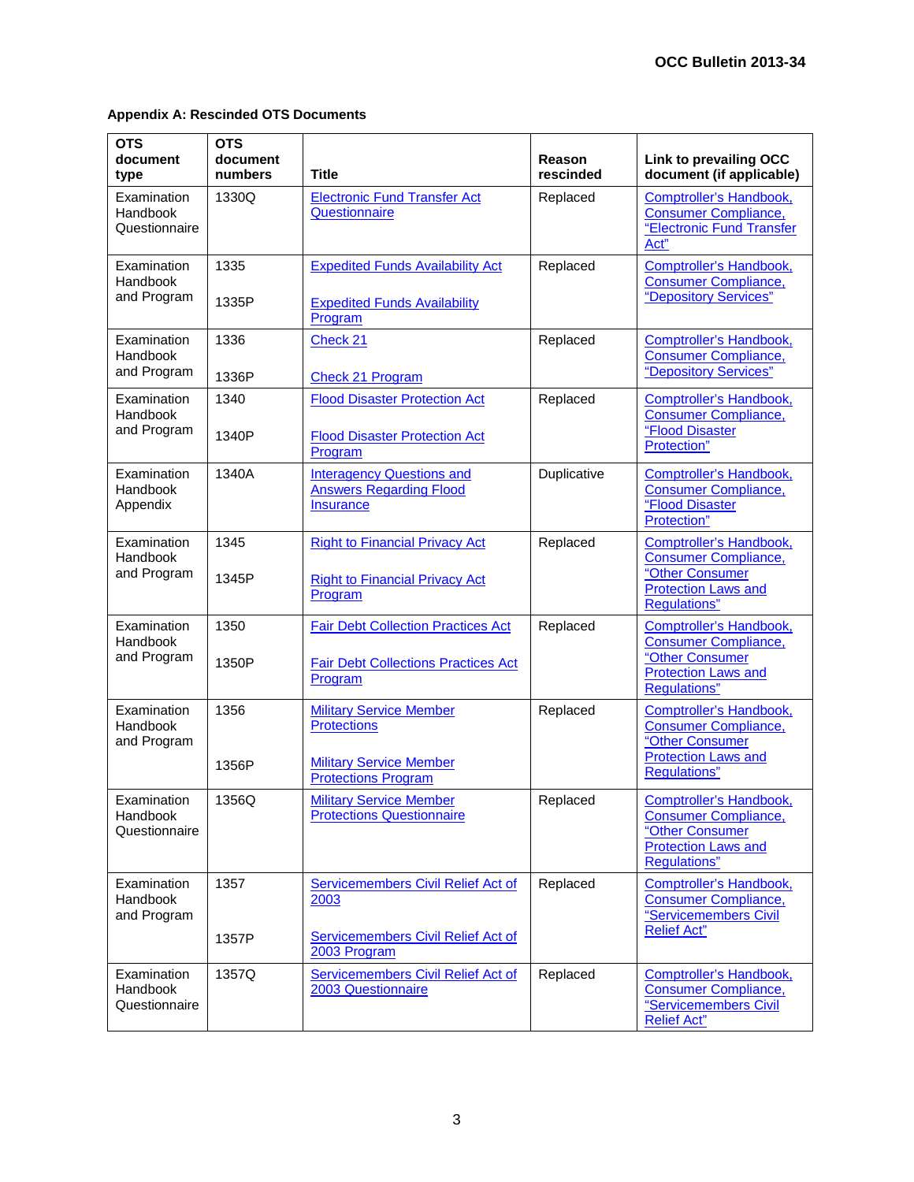**Appendix A: Rescinded OTS Documents**

| OTS document type | OTS document numbers | Title | Reason rescinded | Link to prevailing OCC document (if applicable) |
|---|---|---|---|---|
| Examination Handbook Questionnaire | 1330Q | Electronic Fund Transfer Act Questionnaire | Replaced | Comptroller's Handbook, Consumer Compliance, "Electronic Fund Transfer Act" |
| Examination Handbook and Program | 1335<br><br>1335P | Expedited Funds Availability Act<br><br>Expedited Funds Availability Program | Replaced | Comptroller's Handbook, Consumer Compliance, "Depository Services" |
| Examination Handbook and Program | 1336<br><br>1336P | Check 21<br><br>Check 21 Program | Replaced | Comptroller's Handbook, Consumer Compliance, "Depository Services" |
| Examination Handbook and Program | 1340<br><br>1340P | Flood Disaster Protection Act<br><br>Flood Disaster Protection Act Program | Replaced | Comptroller's Handbook, Consumer Compliance, "Flood Disaster Protection" |
| Examination Handbook Appendix | 1340A | Interagency Questions and Answers Regarding Flood Insurance | Duplicative | Comptroller's Handbook, Consumer Compliance, "Flood Disaster Protection" |
| Examination Handbook and Program | 1345<br><br>1345P | Right to Financial Privacy Act<br><br>Right to Financial Privacy Act Program | Replaced | Comptroller's Handbook, Consumer Compliance, "Other Consumer Protection Laws and Regulations" |
| Examination Handbook and Program | 1350<br><br>1350P | Fair Debt Collection Practices Act<br><br>Fair Debt Collections Practices Act Program | Replaced | Comptroller's Handbook, Consumer Compliance, "Other Consumer Protection Laws and Regulations" |
| Examination Handbook and Program | 1356<br><br>1356P | Military Service Member Protections<br><br>Military Service Member Protections Program | Replaced | Comptroller's Handbook, Consumer Compliance, "Other Consumer Protection Laws and Regulations" |
| Examination Handbook Questionnaire | 1356Q | Military Service Member Protections Questionnaire | Replaced | Comptroller's Handbook, Consumer Compliance, "Other Consumer Protection Laws and Regulations" |
| Examination Handbook and Program | 1357<br><br>1357P | Servicemembers Civil Relief Act of 2003<br><br>Servicemembers Civil Relief Act of 2003 Program | Replaced | Comptroller's Handbook, Consumer Compliance, "Servicemembers Civil Relief Act" |
| Examination Handbook Questionnaire | 1357Q | Servicemembers Civil Relief Act of 2003 Questionnaire | Replaced | Comptroller's Handbook, Consumer Compliance, "Servicemembers Civil Relief Act" |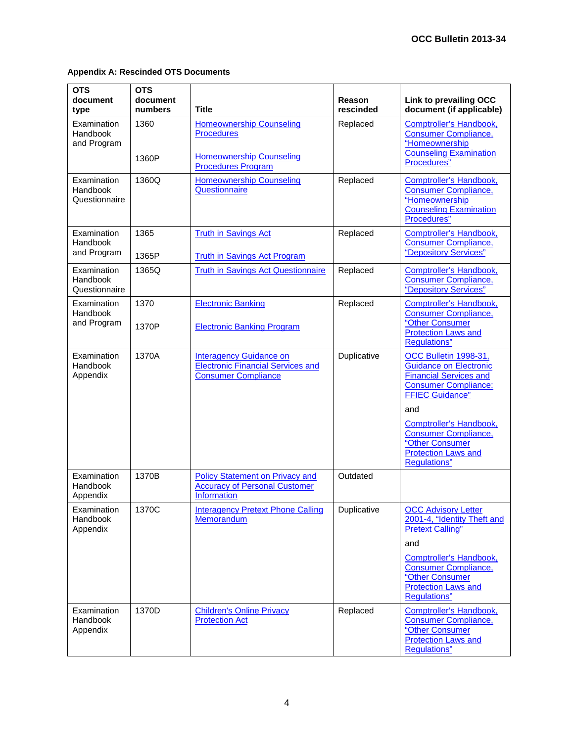**Appendix A: Rescinded OTS Documents**

| OTS document type | OTS document numbers | Title | Reason rescinded | Link to prevailing OCC document (if applicable) |
|---|---|---|---|---|
| Examination Handbook and Program | 1360<br><br>1360P | Homeownership Counseling Procedures<br><br>Homeownership Counseling Procedures Program | Replaced | Comptroller's Handbook, Consumer Compliance, "Homeownership Counseling Examination Procedures" |
| Examination Handbook Questionnaire | 1360Q | Homeownership Counseling Questionnaire | Replaced | Comptroller's Handbook, Consumer Compliance, "Homeownership Counseling Examination Procedures" |
| Examination Handbook and Program | 1365<br><br>1365P | Truth in Savings Act<br><br>Truth in Savings Act Program | Replaced | Comptroller's Handbook, Consumer Compliance, "Depository Services" |
| Examination Handbook Questionnaire | 1365Q | Truth in Savings Act Questionnaire | Replaced | Comptroller's Handbook, Consumer Compliance, "Depository Services" |
| Examination Handbook and Program | 1370<br><br>1370P | Electronic Banking<br><br>Electronic Banking Program | Replaced | Comptroller's Handbook, Consumer Compliance, "Other Consumer Protection Laws and Regulations" |
| Examination Handbook Appendix | 1370A | Interagency Guidance on Electronic Financial Services and Consumer Compliance | Duplicative | OCC Bulletin 1998-31, Guidance on Electronic Financial Services and Consumer Compliance: FFIEC Guidance"<br><br>and<br><br>Comptroller's Handbook, Consumer Compliance, "Other Consumer Protection Laws and Regulations" |
| Examination Handbook Appendix | 1370B | Policy Statement on Privacy and Accuracy of Personal Customer Information | Outdated | |
| Examination Handbook Appendix | 1370C | Interagency Pretext Phone Calling Memorandum | Duplicative | OCC Advisory Letter 2001-4, "Identity Theft and Pretext Calling"<br><br>and<br><br>Comptroller's Handbook, Consumer Compliance, "Other Consumer Protection Laws and Regulations" |
| Examination Handbook Appendix | 1370D | Children's Online Privacy Protection Act | Replaced | Comptroller's Handbook, Consumer Compliance, "Other Consumer Protection Laws and Regulations" |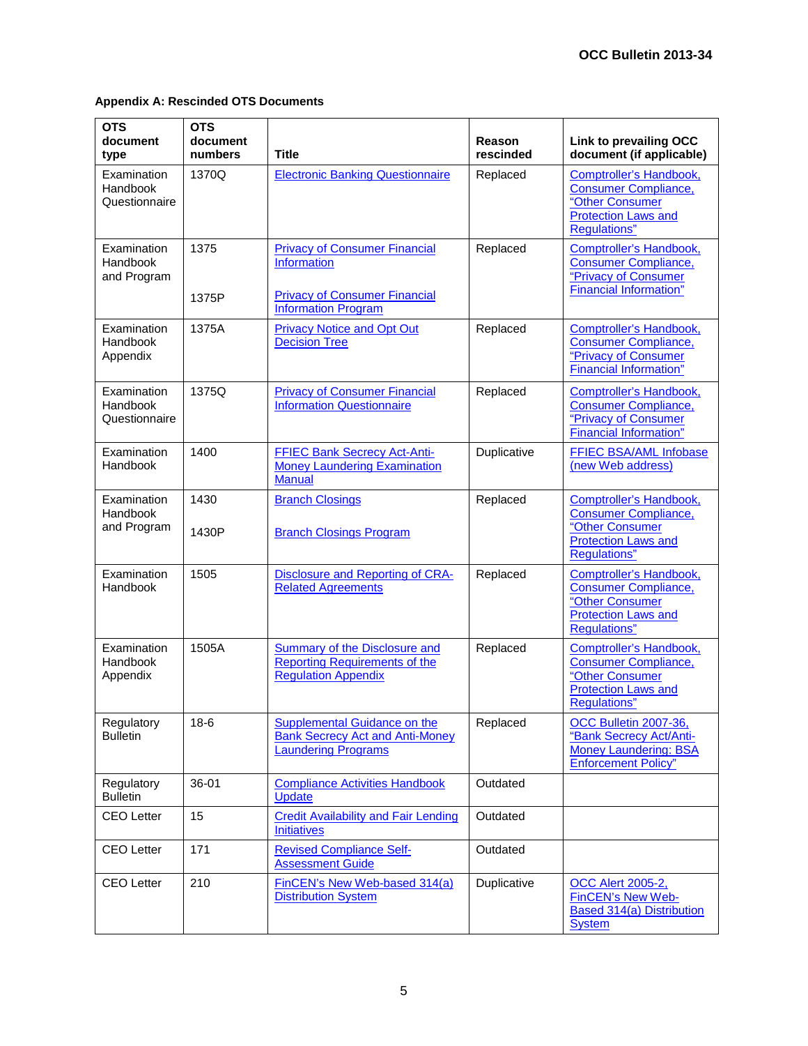**Appendix A: Rescinded OTS Documents**

| OTS document type | OTS document numbers | Title | Reason rescinded | Link to prevailing OCC document (if applicable) |
|---|---|---|---|---|
| Examination Handbook Questionnaire | 1370Q | Electronic Banking Questionnaire | Replaced | Comptroller's Handbook, Consumer Compliance, "Other Consumer Protection Laws and Regulations" |
| Examination Handbook and Program | 1375<br><br>1375P | Privacy of Consumer Financial Information<br><br>Privacy of Consumer Financial Information Program | Replaced | Comptroller's Handbook, Consumer Compliance, "Privacy of Consumer Financial Information" |
| Examination Handbook Appendix | 1375A | Privacy Notice and Opt Out Decision Tree | Replaced | Comptroller's Handbook, Consumer Compliance, "Privacy of Consumer Financial Information" |
| Examination Handbook Questionnaire | 1375Q | Privacy of Consumer Financial Information Questionnaire | Replaced | Comptroller's Handbook, Consumer Compliance, "Privacy of Consumer Financial Information" |
| Examination Handbook | 1400 | FFIEC Bank Secrecy Act-Anti-Money Laundering Examination Manual | Duplicative | FFIEC BSA/AML Infobase (new Web address) |
| Examination Handbook and Program | 1430<br><br>1430P | Branch Closings<br><br>Branch Closings Program | Replaced | Comptroller's Handbook, Consumer Compliance, "Other Consumer Protection Laws and Regulations" |
| Examination Handbook | 1505 | Disclosure and Reporting of CRA-Related Agreements | Replaced | Comptroller's Handbook, Consumer Compliance, "Other Consumer Protection Laws and Regulations" |
| Examination Handbook Appendix | 1505A | Summary of the Disclosure and Reporting Requirements of the Regulation Appendix | Replaced | Comptroller's Handbook, Consumer Compliance, "Other Consumer Protection Laws and Regulations" |
| Regulatory Bulletin | 18-6 | Supplemental Guidance on the Bank Secrecy Act and Anti-Money Laundering Programs | Replaced | OCC Bulletin 2007-36, "Bank Secrecy Act/Anti-Money Laundering: BSA Enforcement Policy" |
| Regulatory Bulletin | 36-01 | Compliance Activities Handbook Update | Outdated | |
| CEO Letter | 15 | Credit Availability and Fair Lending Initiatives | Outdated | |
| CEO Letter | 171 | Revised Compliance Self-Assessment Guide | Outdated | |
| CEO Letter | 210 | FinCEN's New Web-based 314(a) Distribution System | Duplicative | OCC Alert 2005-2, FinCEN's New Web-Based 314(a) Distribution System |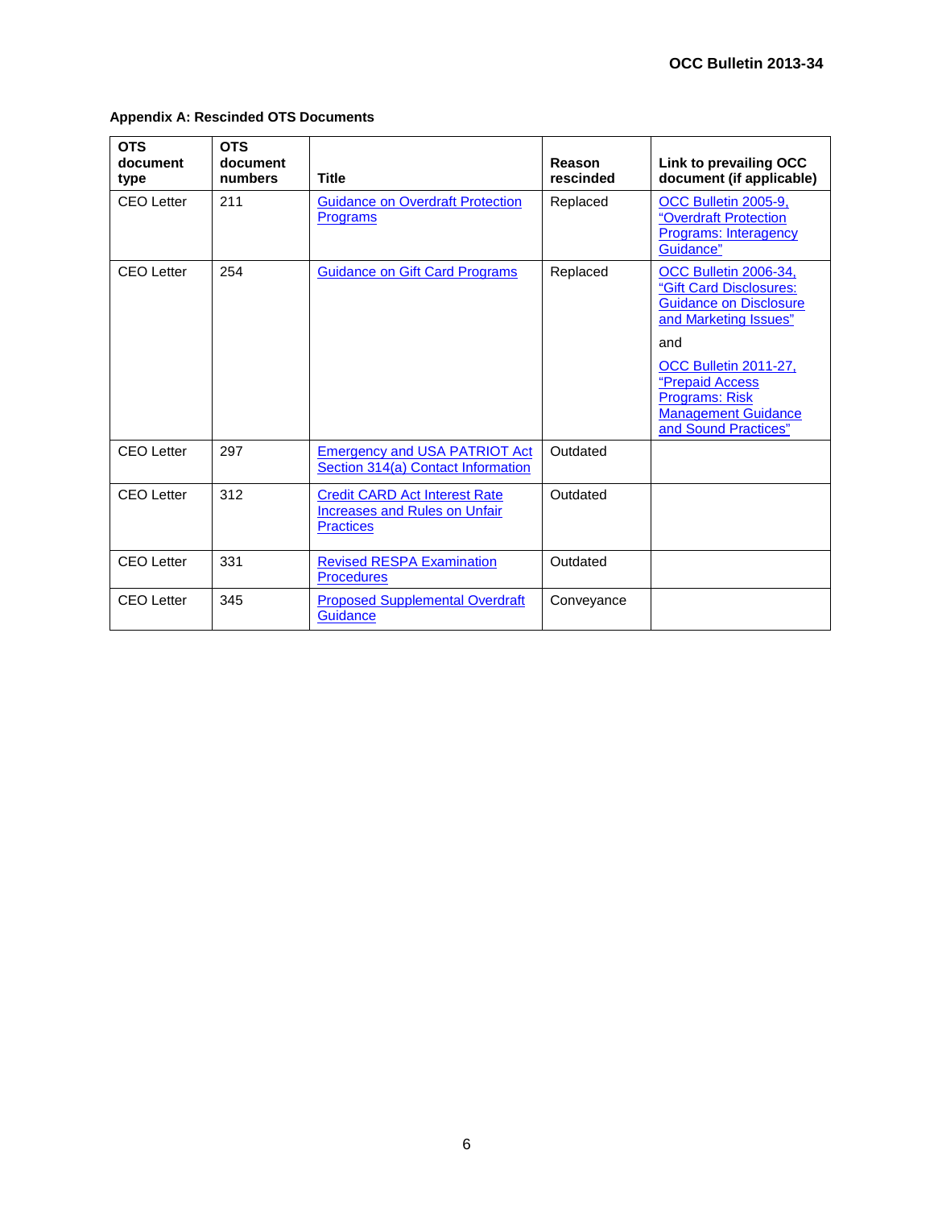**Appendix A: Rescinded OTS Documents**

| OTS document type | OTS document numbers | Title | Reason rescinded | Link to prevailing OCC document (if applicable) |
|---|---|---|---|---|
| CEO Letter | 211 | Guidance on Overdraft Protection Programs | Replaced | OCC Bulletin 2005-9, "Overdraft Protection Programs: Interagency Guidance" |
| CEO Letter | 254 | Guidance on Gift Card Programs | Replaced | OCC Bulletin 2006-34, "Gift Card Disclosures: Guidance on Disclosure and Marketing Issues" and OCC Bulletin 2011-27, "Prepaid Access Programs: Risk Management Guidance and Sound Practices" |
| CEO Letter | 297 | Emergency and USA PATRIOT Act Section 314(a) Contact Information | Outdated | |
| CEO Letter | 312 | Credit CARD Act Interest Rate Increases and Rules on Unfair Practices | Outdated | |
| CEO Letter | 331 | Revised RESPA Examination Procedures | Outdated | |
| CEO Letter | 345 | Proposed Supplemental Overdraft Guidance | Conveyance | |